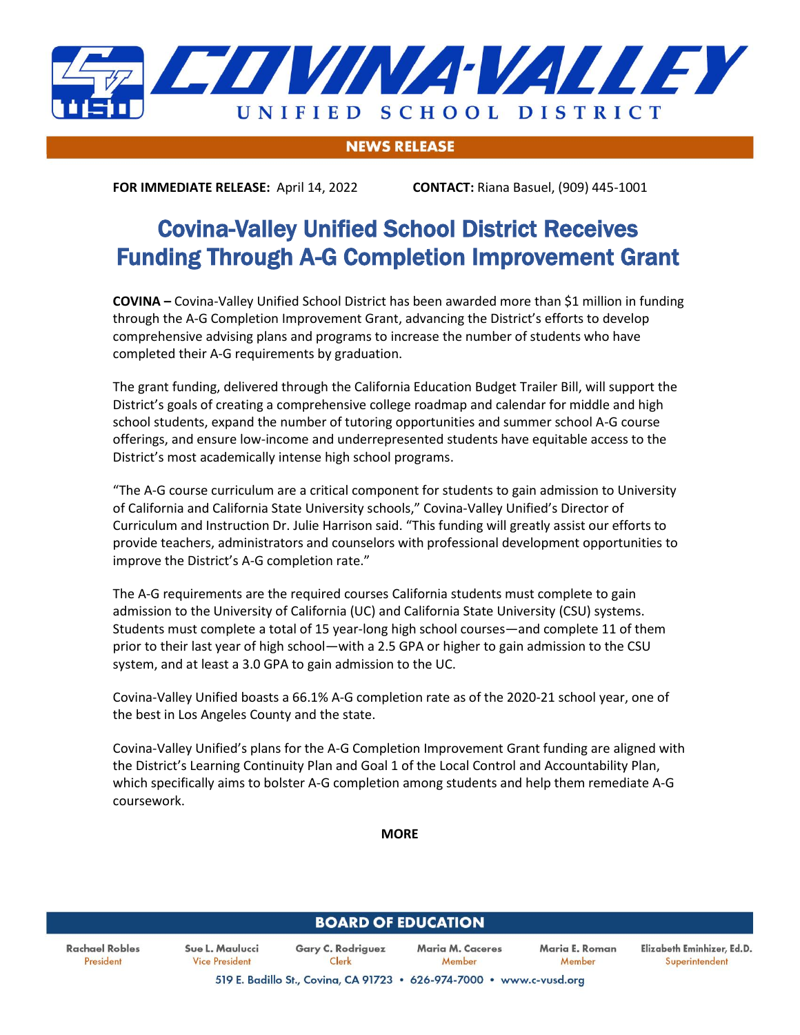**COVINA-VALLEY**
UNIFIED SCHOOL DISTRICT

**NEWS RELEASE**

**FOR IMMEDIATE RELEASE:** April 14, 2022 **CONTACT:** Riana Basuel, (909) 445-1001

# Covina-Valley Unified School District Receives Funding Through A-G Completion Improvement Grant

**COVINA –** Covina-Valley Unified School District has been awarded more than $1 million in funding through the A-G Completion Improvement Grant, advancing the District's efforts to develop comprehensive advising plans and programs to increase the number of students who have completed their A-G requirements by graduation.

The grant funding, delivered through the California Education Budget Trailer Bill, will support the District's goals of creating a comprehensive college roadmap and calendar for middle and high school students, expand the number of tutoring opportunities and summer school A-G course offerings, and ensure low-income and underrepresented students have equitable access to the District's most academically intense high school programs.

"The A-G course curriculum are a critical component for students to gain admission to University of California and California State University schools," Covina-Valley Unified's Director of Curriculum and Instruction Dr. Julie Harrison said. "This funding will greatly assist our efforts to provide teachers, administrators and counselors with professional development opportunities to improve the District's A-G completion rate."

The A-G requirements are the required courses California students must complete to gain admission to the University of California (UC) and California State University (CSU) systems. Students must complete a total of 15 year-long high school courses—and complete 11 of them prior to their last year of high school—with a 2.5 GPA or higher to gain admission to the CSU system, and at least a 3.0 GPA to gain admission to the UC.

Covina-Valley Unified boasts a 66.1% A-G completion rate as of the 2020-21 school year, one of the best in Los Angeles County and the state.

Covina-Valley Unified's plans for the A-G Completion Improvement Grant funding are aligned with the District's Learning Continuity Plan and Goal 1 of the Local Control and Accountability Plan, which specifically aims to bolster A-G completion among students and help them remediate A-G coursework.

**MORE**

**BOARD OF EDUCATION**

| Rachael Robles | Sue L. Maulucci | Gary C. Rodriguez | Maria M. Caceres | Maria E. Roman | Elizabeth Eminhizer, Ed.D. |
|---|---|---|---|---|---|
| President | Vice President | Clerk | Member | Member | Superintendent |

519 E. Badillo St., Covina, CA 91723 • 626-974-7000 • www.c-vusd.org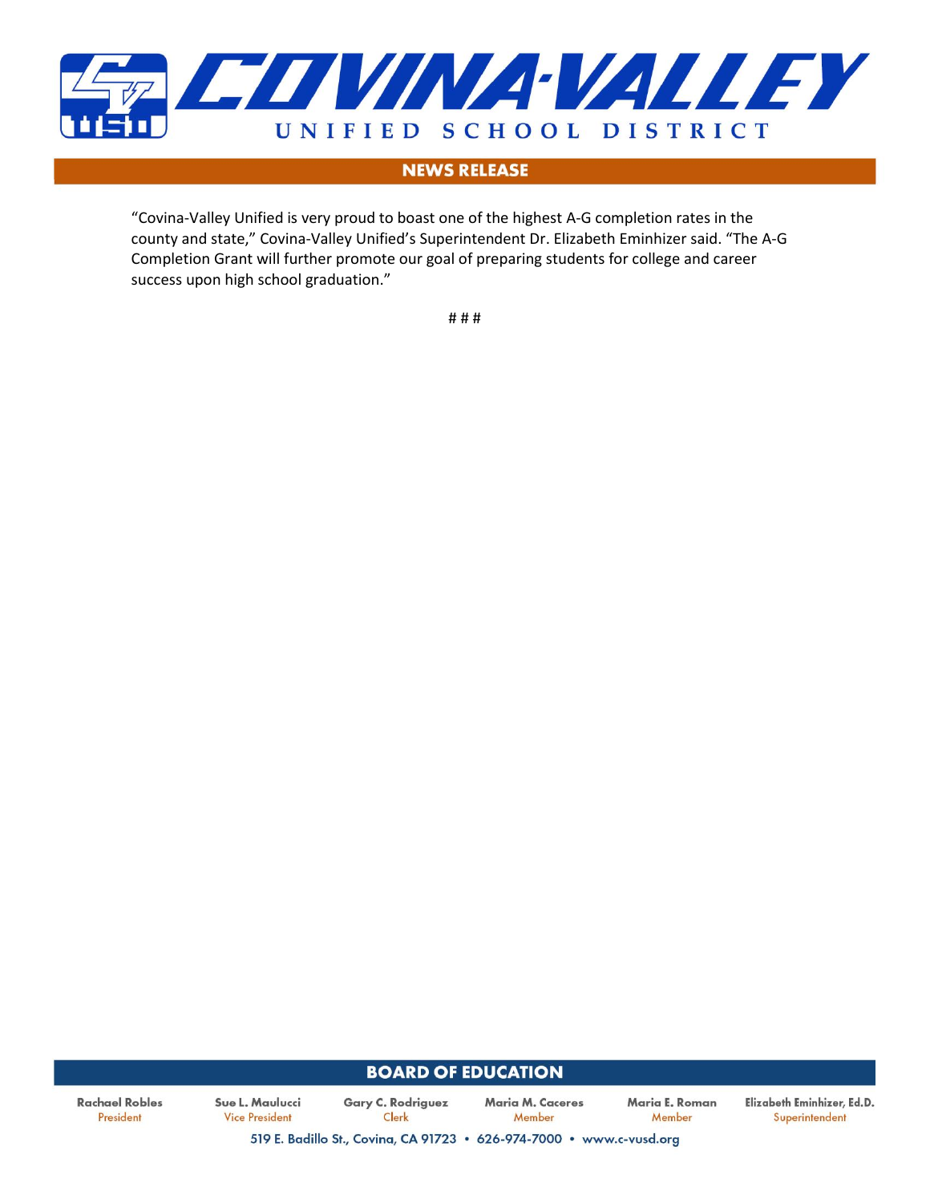"Covina-Valley Unified is very proud to boast one of the highest A-G completion rates in the county and state," Covina-Valley Unified's Superintendent Dr. Elizabeth Eminhizer said. "The A-G Completion Grant will further promote our goal of preparing students for college and career success upon high school graduation."

# # #